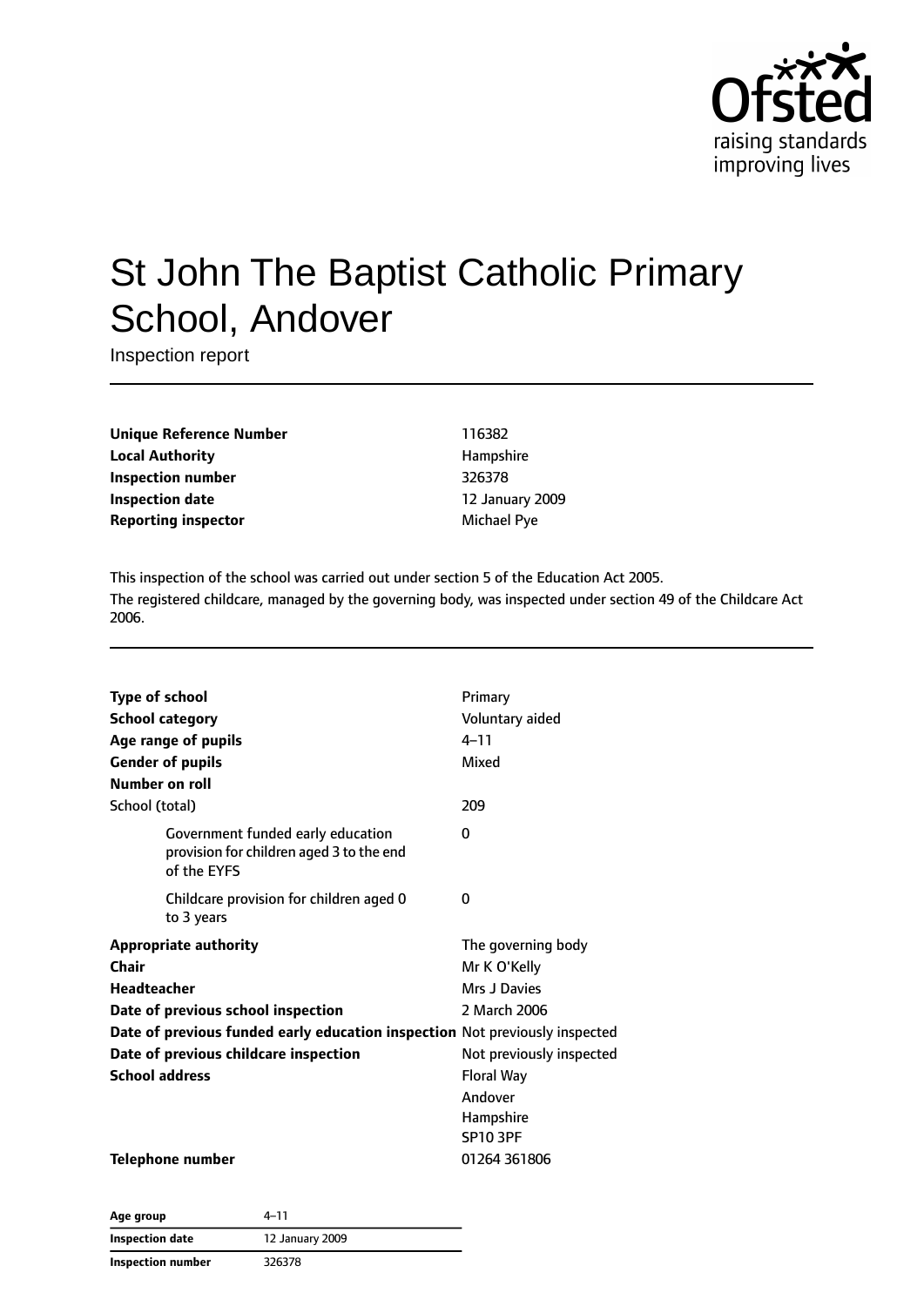# St John The Baptist Catholic Primary School, Andover

Inspection report

| | |
|---|---|
| **Unique Reference Number** | 116382 |
| **Local Authority** | Hampshire |
| **Inspection number** | 326378 |
| **Inspection date** | 12 January 2009 |
| **Reporting inspector** | Michael Pye |

This inspection of the school was carried out under section 5 of the Education Act 2005.

The registered childcare, managed by the governing body, was inspected under section 49 of the Childcare Act 2006.

| | |
|---|---|
| **Type of school** | Primary |
| **School category** | Voluntary aided |
| **Age range of pupils** | 4–11 |
| **Gender of pupils** | Mixed |
| **Number on roll** | |
| School (total) | 209 |
| Government funded early education provision for children aged 3 to the end of the EYFS | 0 |
| Childcare provision for children aged 0 to 3 years | 0 |
| **Appropriate authority** | The governing body |
| **Chair** | Mr K O'Kelly |
| **Headteacher** | Mrs J Davies |
| **Date of previous school inspection** | 2 March 2006 |
| **Date of previous funded early education inspection** | Not previously inspected |
| **Date of previous childcare inspection** | Not previously inspected |
| **School address** | Floral Way<br>Andover<br>Hampshire<br>SP10 3PF |
| **Telephone number** | 01264 361806 |

| | |
|---|---|
| **Age group** | 4–11 |
| **Inspection date** | 12 January 2009 |
| **Inspection number** | 326378 |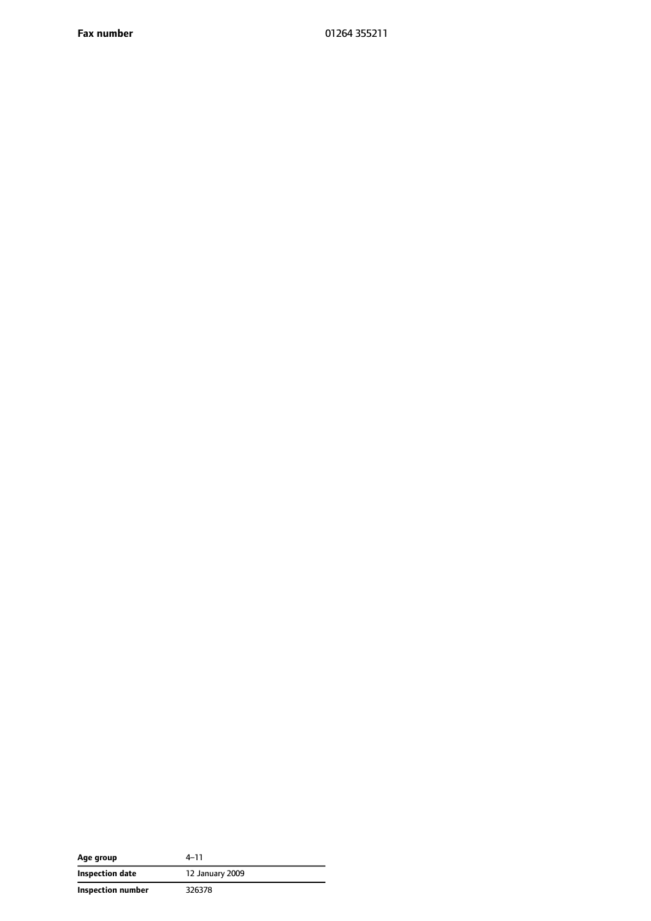| | |
|---|---|
| **Fax number** | 01264 355211 |

| | |
|---|---|
| **Age group** | 4–11 |
| **Inspection date** | 12 January 2009 |
| **Inspection number** | 326378 |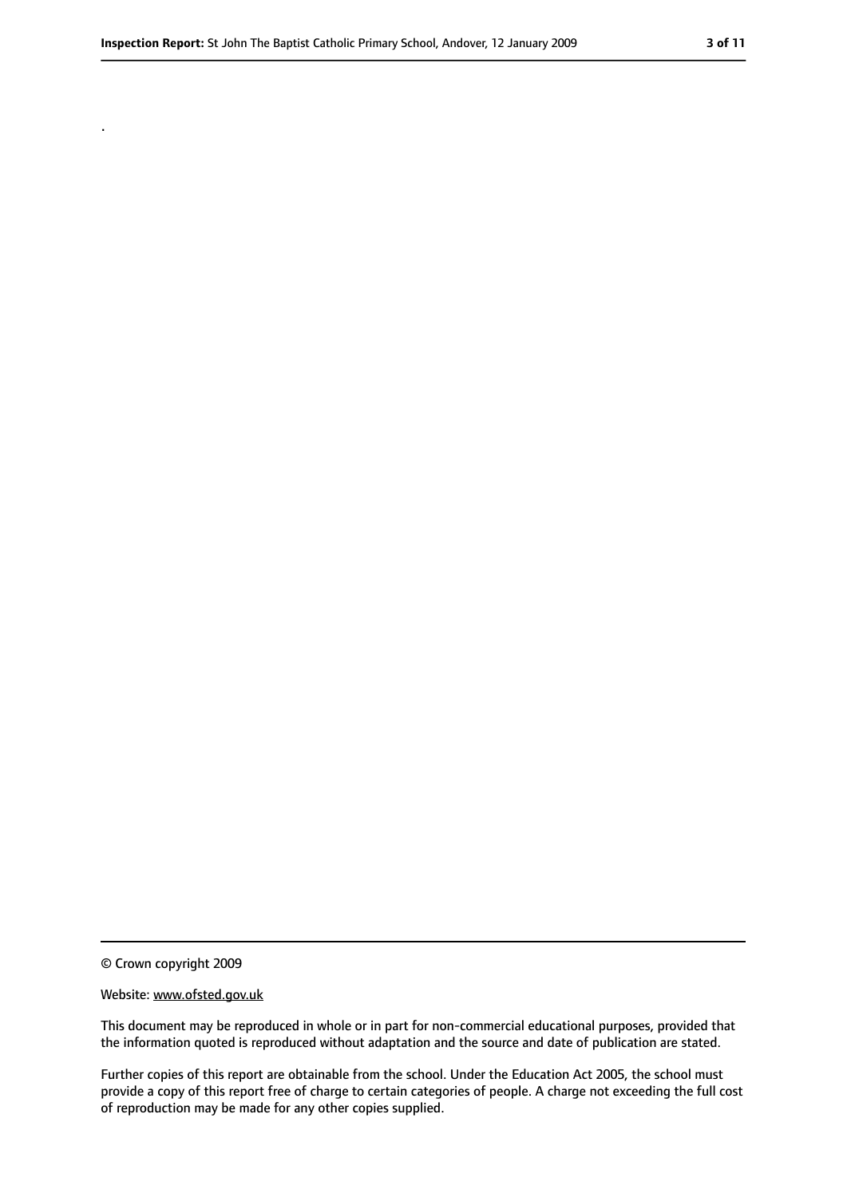.

© Crown copyright 2009

Website: www.ofsted.gov.uk

This document may be reproduced in whole or in part for non-commercial educational purposes, provided that the information quoted is reproduced without adaptation and the source and date of publication are stated.

Further copies of this report are obtainable from the school. Under the Education Act 2005, the school must provide a copy of this report free of charge to certain categories of people. A charge not exceeding the full cost of reproduction may be made for any other copies supplied.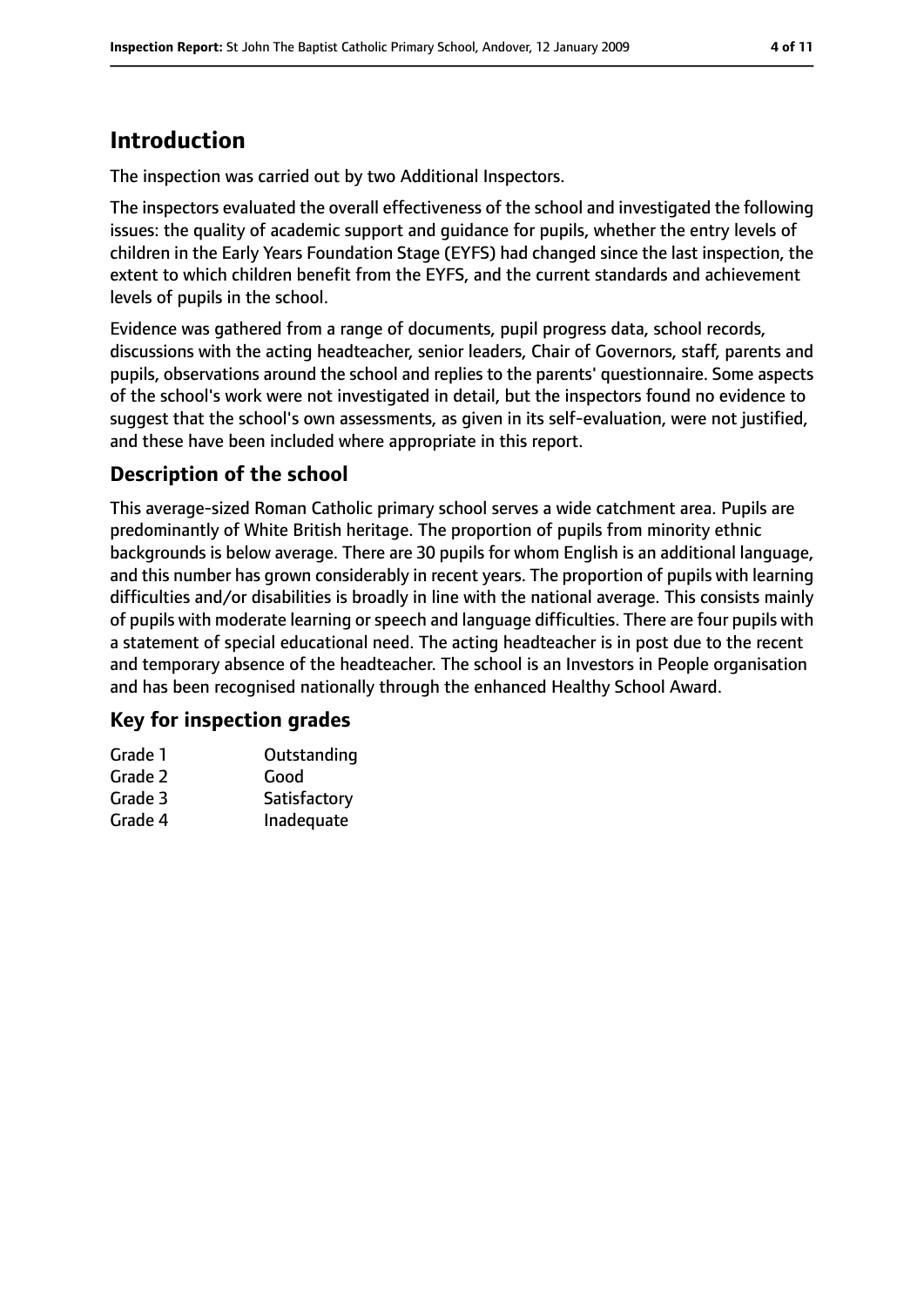## Introduction

The inspection was carried out by two Additional Inspectors.

The inspectors evaluated the overall effectiveness of the school and investigated the following issues: the quality of academic support and guidance for pupils, whether the entry levels of children in the Early Years Foundation Stage (EYFS) had changed since the last inspection, the extent to which children benefit from the EYFS, and the current standards and achievement levels of pupils in the school.

Evidence was gathered from a range of documents, pupil progress data, school records, discussions with the acting headteacher, senior leaders, Chair of Governors, staff, parents and pupils, observations around the school and replies to the parents' questionnaire. Some aspects of the school's work were not investigated in detail, but the inspectors found no evidence to suggest that the school's own assessments, as given in its self-evaluation, were not justified, and these have been included where appropriate in this report.

### Description of the school

This average-sized Roman Catholic primary school serves a wide catchment area. Pupils are predominantly of White British heritage. The proportion of pupils from minority ethnic backgrounds is below average. There are 30 pupils for whom English is an additional language, and this number has grown considerably in recent years. The proportion of pupils with learning difficulties and/or disabilities is broadly in line with the national average. This consists mainly of pupils with moderate learning or speech and language difficulties. There are four pupils with a statement of special educational need. The acting headteacher is in post due to the recent and temporary absence of the headteacher. The school is an Investors in People organisation and has been recognised nationally through the enhanced Healthy School Award.

### Key for inspection grades

| | |
|---|---|
| Grade 1 | Outstanding |
| Grade 2 | Good |
| Grade 3 | Satisfactory |
| Grade 4 | Inadequate |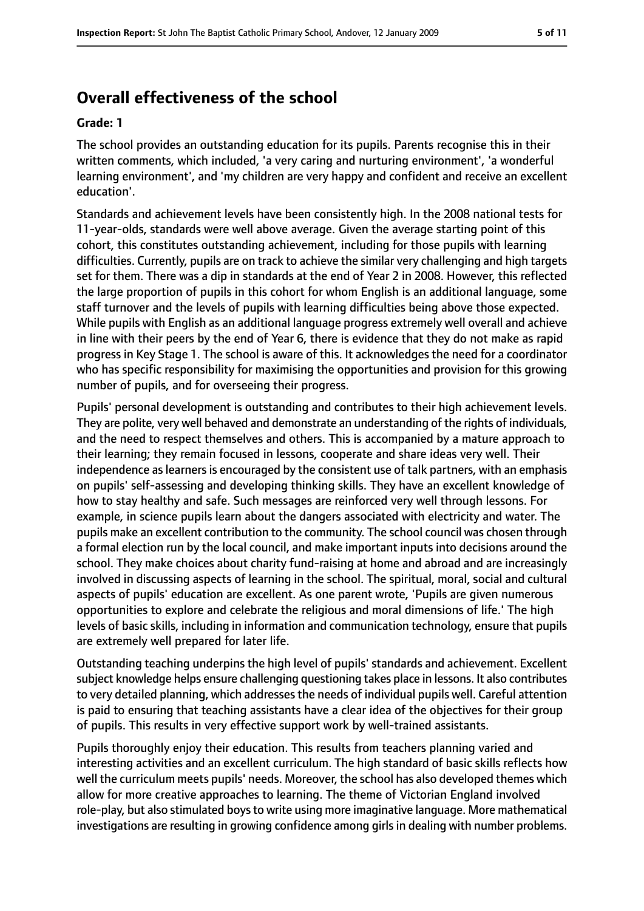## Overall effectiveness of the school

**Grade: 1**

The school provides an outstanding education for its pupils. Parents recognise this in their written comments, which included, 'a very caring and nurturing environment', 'a wonderful learning environment', and 'my children are very happy and confident and receive an excellent education'.

Standards and achievement levels have been consistently high. In the 2008 national tests for 11-year-olds, standards were well above average. Given the average starting point of this cohort, this constitutes outstanding achievement, including for those pupils with learning difficulties. Currently, pupils are on track to achieve the similar very challenging and high targets set for them. There was a dip in standards at the end of Year 2 in 2008. However, this reflected the large proportion of pupils in this cohort for whom English is an additional language, some staff turnover and the levels of pupils with learning difficulties being above those expected. While pupils with English as an additional language progress extremely well overall and achieve in line with their peers by the end of Year 6, there is evidence that they do not make as rapid progress in Key Stage 1. The school is aware of this. It acknowledges the need for a coordinator who has specific responsibility for maximising the opportunities and provision for this growing number of pupils, and for overseeing their progress.

Pupils' personal development is outstanding and contributes to their high achievement levels. They are polite, very well behaved and demonstrate an understanding of the rights of individuals, and the need to respect themselves and others. This is accompanied by a mature approach to their learning; they remain focused in lessons, cooperate and share ideas very well. Their independence as learners is encouraged by the consistent use of talk partners, with an emphasis on pupils' self-assessing and developing thinking skills. They have an excellent knowledge of how to stay healthy and safe. Such messages are reinforced very well through lessons. For example, in science pupils learn about the dangers associated with electricity and water. The pupils make an excellent contribution to the community. The school council was chosen through a formal election run by the local council, and make important inputs into decisions around the school. They make choices about charity fund-raising at home and abroad and are increasingly involved in discussing aspects of learning in the school. The spiritual, moral, social and cultural aspects of pupils' education are excellent. As one parent wrote, 'Pupils are given numerous opportunities to explore and celebrate the religious and moral dimensions of life.' The high levels of basic skills, including in information and communication technology, ensure that pupils are extremely well prepared for later life.

Outstanding teaching underpins the high level of pupils' standards and achievement. Excellent subject knowledge helps ensure challenging questioning takes place in lessons. It also contributes to very detailed planning, which addresses the needs of individual pupils well. Careful attention is paid to ensuring that teaching assistants have a clear idea of the objectives for their group of pupils. This results in very effective support work by well-trained assistants.

Pupils thoroughly enjoy their education. This results from teachers planning varied and interesting activities and an excellent curriculum. The high standard of basic skills reflects how well the curriculum meets pupils' needs. Moreover, the school has also developed themes which allow for more creative approaches to learning. The theme of Victorian England involved role-play, but also stimulated boys to write using more imaginative language. More mathematical investigations are resulting in growing confidence among girls in dealing with number problems.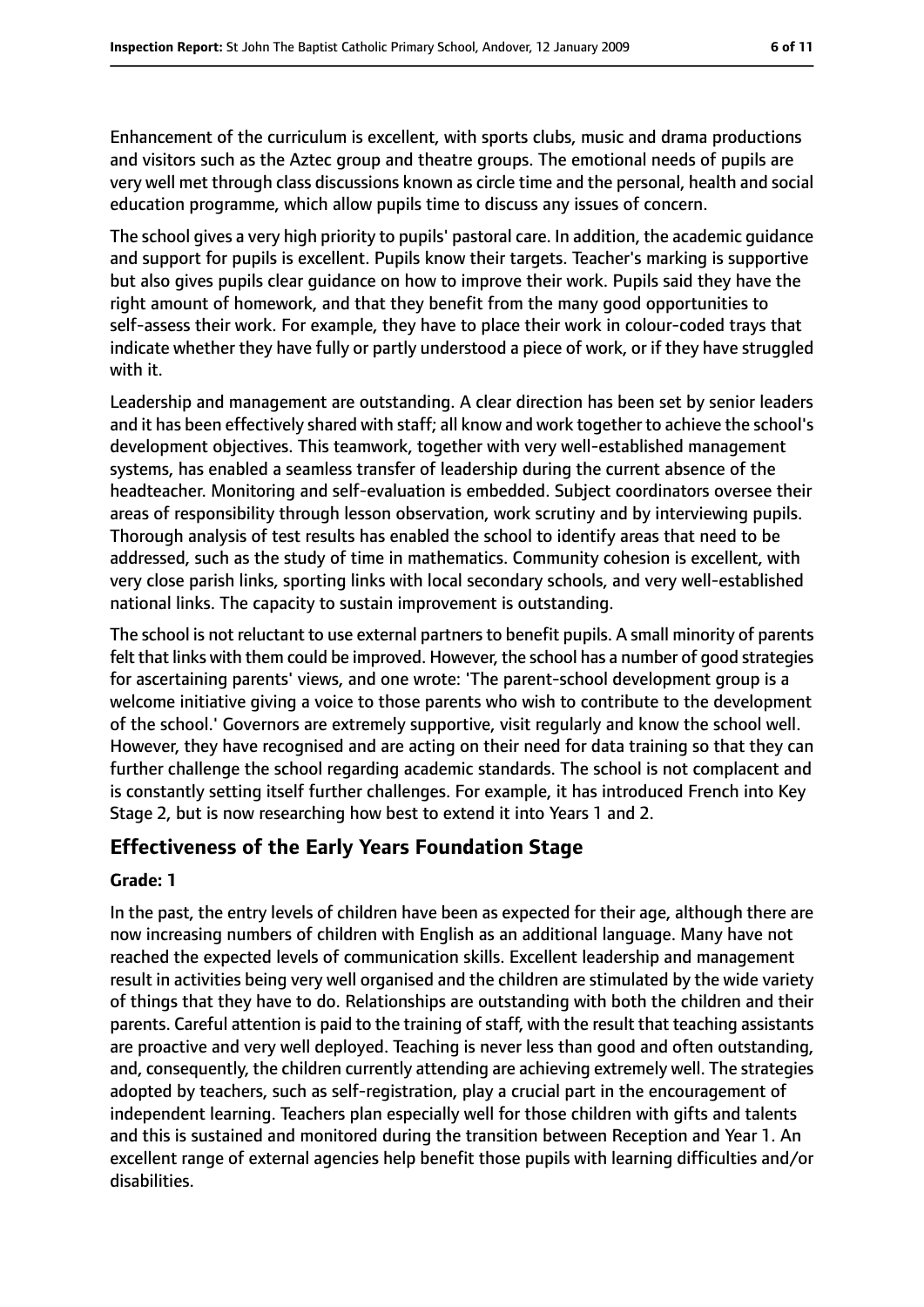Enhancement of the curriculum is excellent, with sports clubs, music and drama productions and visitors such as the Aztec group and theatre groups. The emotional needs of pupils are very well met through class discussions known as circle time and the personal, health and social education programme, which allow pupils time to discuss any issues of concern.

The school gives a very high priority to pupils' pastoral care. In addition, the academic guidance and support for pupils is excellent. Pupils know their targets. Teacher's marking is supportive but also gives pupils clear guidance on how to improve their work. Pupils said they have the right amount of homework, and that they benefit from the many good opportunities to self-assess their work. For example, they have to place their work in colour-coded trays that indicate whether they have fully or partly understood a piece of work, or if they have struggled with it.

Leadership and management are outstanding. A clear direction has been set by senior leaders and it has been effectively shared with staff; all know and work together to achieve the school's development objectives. This teamwork, together with very well-established management systems, has enabled a seamless transfer of leadership during the current absence of the headteacher. Monitoring and self-evaluation is embedded. Subject coordinators oversee their areas of responsibility through lesson observation, work scrutiny and by interviewing pupils. Thorough analysis of test results has enabled the school to identify areas that need to be addressed, such as the study of time in mathematics. Community cohesion is excellent, with very close parish links, sporting links with local secondary schools, and very well-established national links. The capacity to sustain improvement is outstanding.

The school is not reluctant to use external partners to benefit pupils. A small minority of parents felt that links with them could be improved. However, the school has a number of good strategies for ascertaining parents' views, and one wrote: 'The parent-school development group is a welcome initiative giving a voice to those parents who wish to contribute to the development of the school.' Governors are extremely supportive, visit regularly and know the school well. However, they have recognised and are acting on their need for data training so that they can further challenge the school regarding academic standards. The school is not complacent and is constantly setting itself further challenges. For example, it has introduced French into Key Stage 2, but is now researching how best to extend it into Years 1 and 2.

## Effectiveness of the Early Years Foundation Stage

**Grade: 1**

In the past, the entry levels of children have been as expected for their age, although there are now increasing numbers of children with English as an additional language. Many have not reached the expected levels of communication skills. Excellent leadership and management result in activities being very well organised and the children are stimulated by the wide variety of things that they have to do. Relationships are outstanding with both the children and their parents. Careful attention is paid to the training of staff, with the result that teaching assistants are proactive and very well deployed. Teaching is never less than good and often outstanding, and, consequently, the children currently attending are achieving extremely well. The strategies adopted by teachers, such as self-registration, play a crucial part in the encouragement of independent learning. Teachers plan especially well for those children with gifts and talents and this is sustained and monitored during the transition between Reception and Year 1. An excellent range of external agencies help benefit those pupils with learning difficulties and/or disabilities.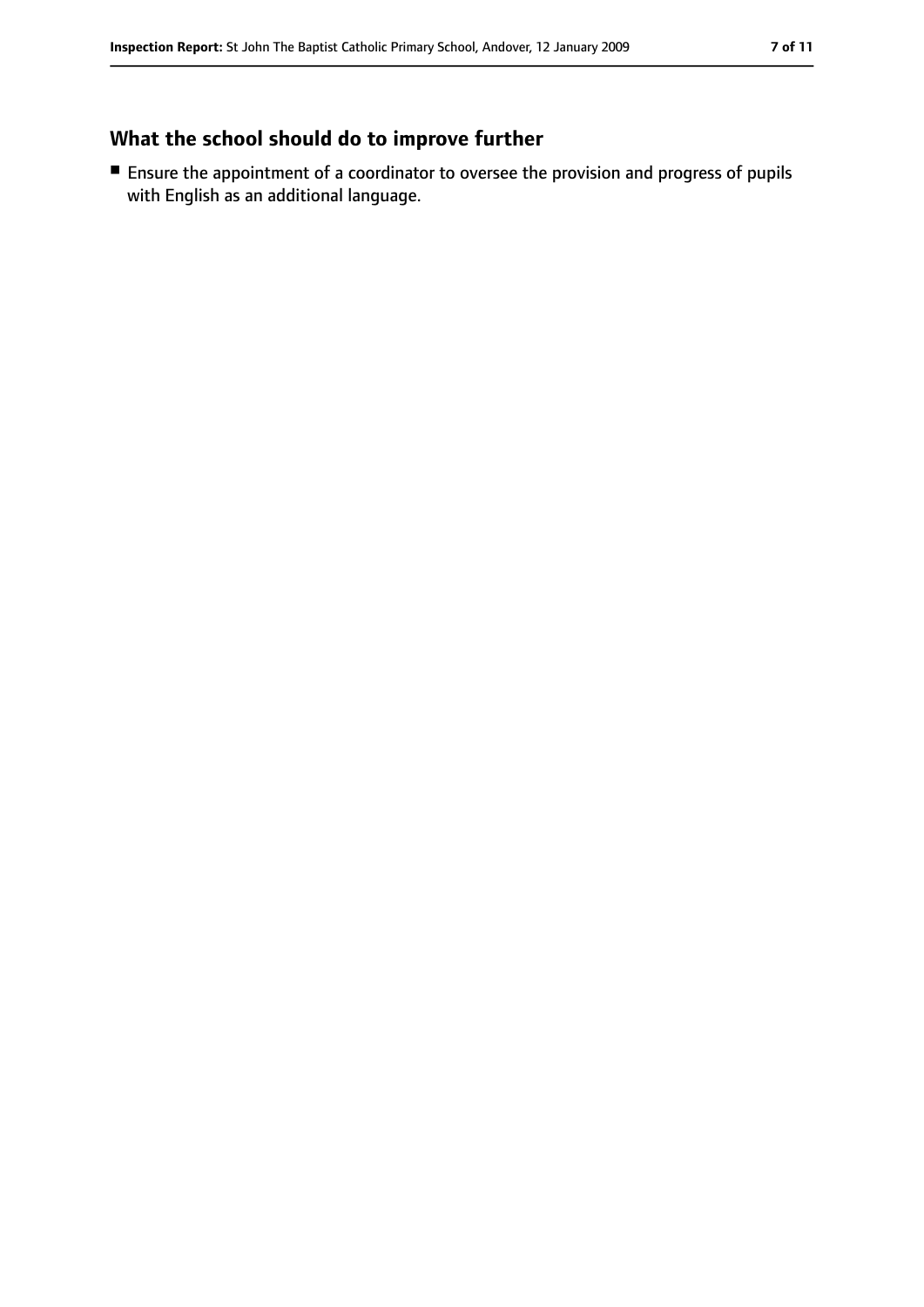## What the school should do to improve further

- Ensure the appointment of a coordinator to oversee the provision and progress of pupils with English as an additional language.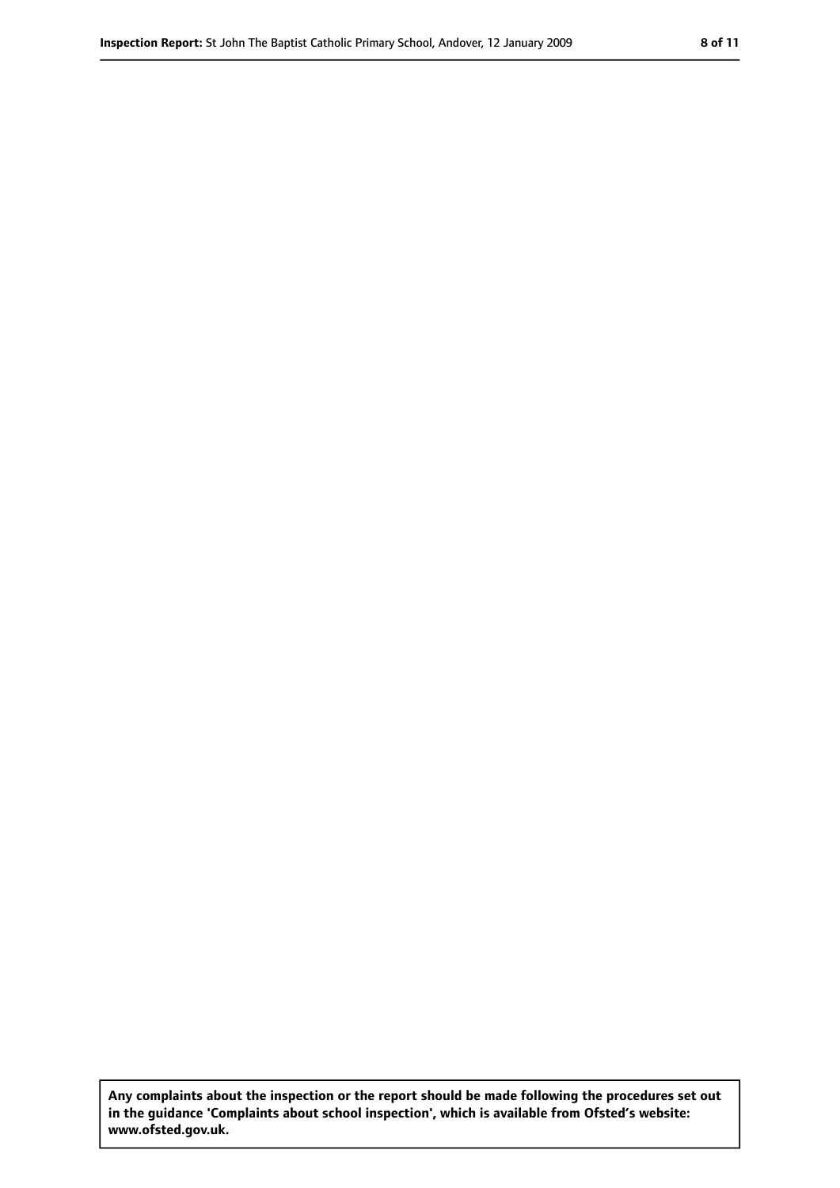**Any complaints about the inspection or the report should be made following the procedures set out in the guidance 'Complaints about school inspection', which is available from Ofsted's website: www.ofsted.gov.uk.**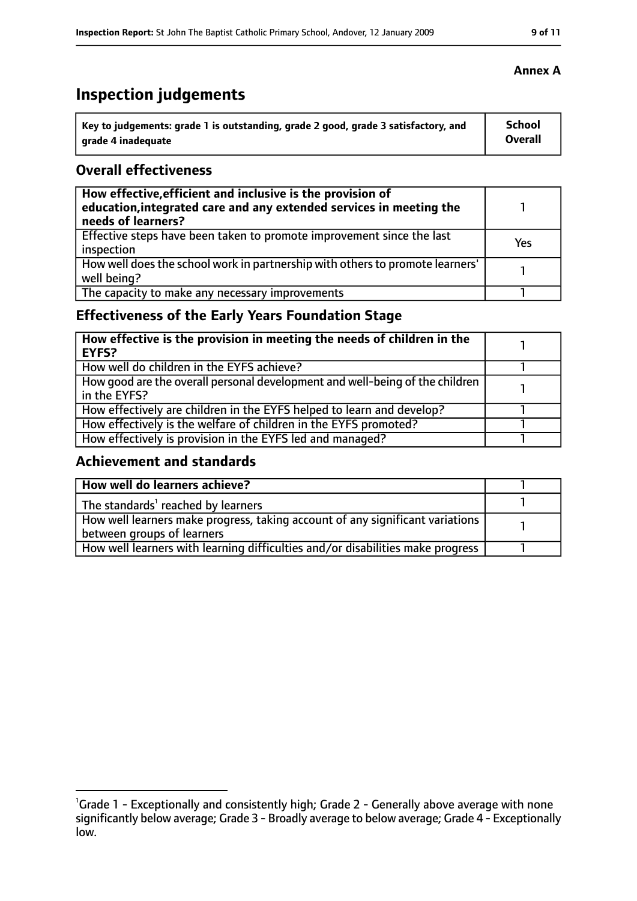**Annex A**

# Inspection judgements

| Key to judgements: grade 1 is outstanding, grade 2 good, grade 3 satisfactory, and grade 4 inadequate | School Overall |
|---|---|

## Overall effectiveness

| | |
|---|---|
| **How effective, efficient and inclusive is the provision of education, integrated care and any extended services in meeting the needs of learners?** | 1 |
| Effective steps have been taken to promote improvement since the last inspection | Yes |
| How well does the school work in partnership with others to promote learners' well being? | 1 |
| The capacity to make any necessary improvements | 1 |

## Effectiveness of the Early Years Foundation Stage

| | |
|---|---|
| **How effective is the provision in meeting the needs of children in the EYFS?** | 1 |
| How well do children in the EYFS achieve? | 1 |
| How good are the overall personal development and well-being of the children in the EYFS? | 1 |
| How effectively are children in the EYFS helped to learn and develop? | 1 |
| How effectively is the welfare of children in the EYFS promoted? | 1 |
| How effectively is provision in the EYFS led and managed? | 1 |

## Achievement and standards

| | |
|---|---|
| **How well do learners achieve?** | 1 |
| The standards[1] reached by learners | 1 |
| How well learners make progress, taking account of any significant variations between groups of learners | 1 |
| How well learners with learning difficulties and/or disabilities make progress | 1 |

[1]Grade 1 - Exceptionally and consistently high; Grade 2 - Generally above average with none significantly below average; Grade 3 - Broadly average to below average; Grade 4 - Exceptionally low.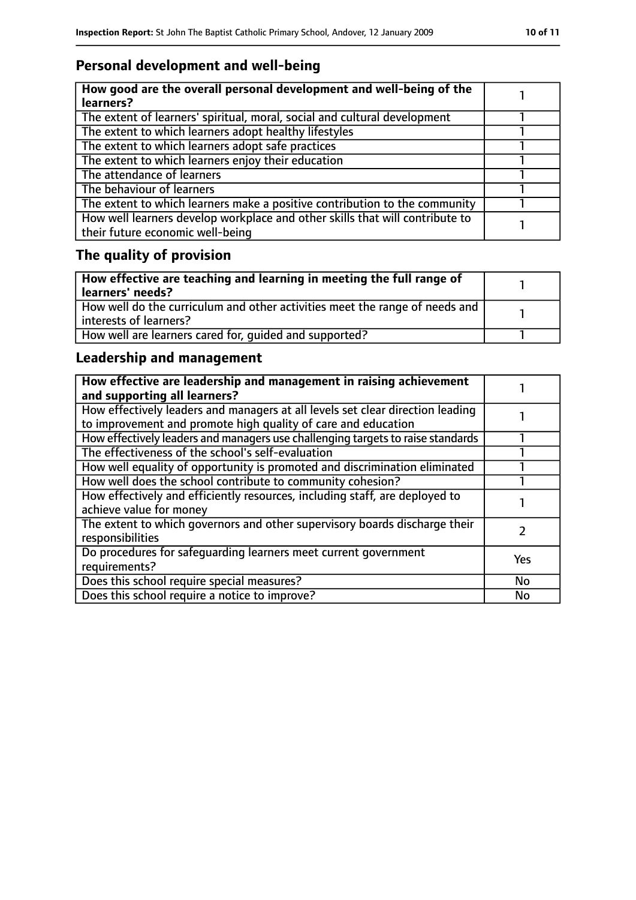## Personal development and well-being

| **How good are the overall personal development and well-being of the learners?** | 1 |
|---|---|
| The extent of learners' spiritual, moral, social and cultural development | 1 |
| The extent to which learners adopt healthy lifestyles | 1 |
| The extent to which learners adopt safe practices | 1 |
| The extent to which learners enjoy their education | 1 |
| The attendance of learners | 1 |
| The behaviour of learners | 1 |
| The extent to which learners make a positive contribution to the community | 1 |
| How well learners develop workplace and other skills that will contribute to their future economic well-being | 1 |

## The quality of provision

| **How effective are teaching and learning in meeting the full range of learners' needs?** | 1 |
|---|---|
| How well do the curriculum and other activities meet the range of needs and interests of learners? | 1 |
| How well are learners cared for, guided and supported? | 1 |

## Leadership and management

| **How effective are leadership and management in raising achievement and supporting all learners?** | 1 |
|---|---|
| How effectively leaders and managers at all levels set clear direction leading to improvement and promote high quality of care and education | 1 |
| How effectively leaders and managers use challenging targets to raise standards | 1 |
| The effectiveness of the school's self-evaluation | 1 |
| How well equality of opportunity is promoted and discrimination eliminated | 1 |
| How well does the school contribute to community cohesion? | 1 |
| How effectively and efficiently resources, including staff, are deployed to achieve value for money | 1 |
| The extent to which governors and other supervisory boards discharge their responsibilities | 2 |
| Do procedures for safeguarding learners meet current government requirements? | Yes |
| Does this school require special measures? | No |
| Does this school require a notice to improve? | No |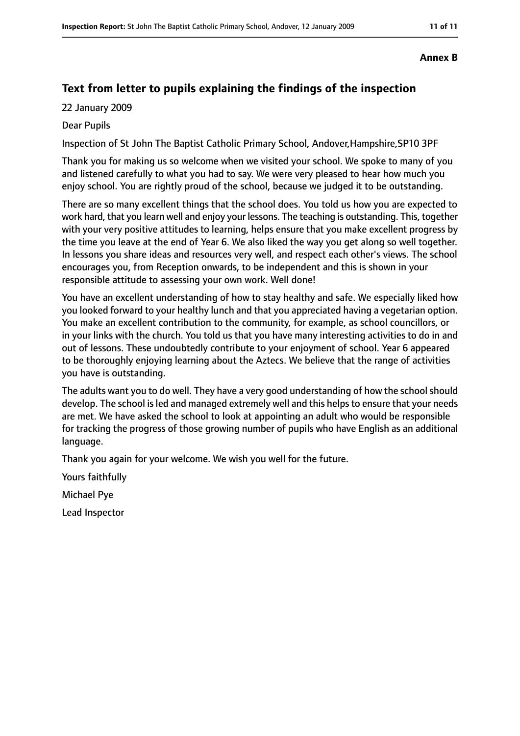**Annex B**

## Text from letter to pupils explaining the findings of the inspection

22 January 2009

Dear Pupils

Inspection of St John The Baptist Catholic Primary School, Andover,Hampshire,SP10 3PF

Thank you for making us so welcome when we visited your school. We spoke to many of you and listened carefully to what you had to say. We were very pleased to hear how much you enjoy school. You are rightly proud of the school, because we judged it to be outstanding.

There are so many excellent things that the school does. You told us how you are expected to work hard, that you learn well and enjoy your lessons. The teaching is outstanding. This, together with your very positive attitudes to learning, helps ensure that you make excellent progress by the time you leave at the end of Year 6. We also liked the way you get along so well together. In lessons you share ideas and resources very well, and respect each other's views. The school encourages you, from Reception onwards, to be independent and this is shown in your responsible attitude to assessing your own work. Well done!

You have an excellent understanding of how to stay healthy and safe. We especially liked how you looked forward to your healthy lunch and that you appreciated having a vegetarian option. You make an excellent contribution to the community, for example, as school councillors, or in your links with the church. You told us that you have many interesting activities to do in and out of lessons. These undoubtedly contribute to your enjoyment of school. Year 6 appeared to be thoroughly enjoying learning about the Aztecs. We believe that the range of activities you have is outstanding.

The adults want you to do well. They have a very good understanding of how the school should develop. The school is led and managed extremely well and this helps to ensure that your needs are met. We have asked the school to look at appointing an adult who would be responsible for tracking the progress of those growing number of pupils who have English as an additional language.

Thank you again for your welcome. We wish you well for the future.

Yours faithfully

Michael Pye

Lead Inspector